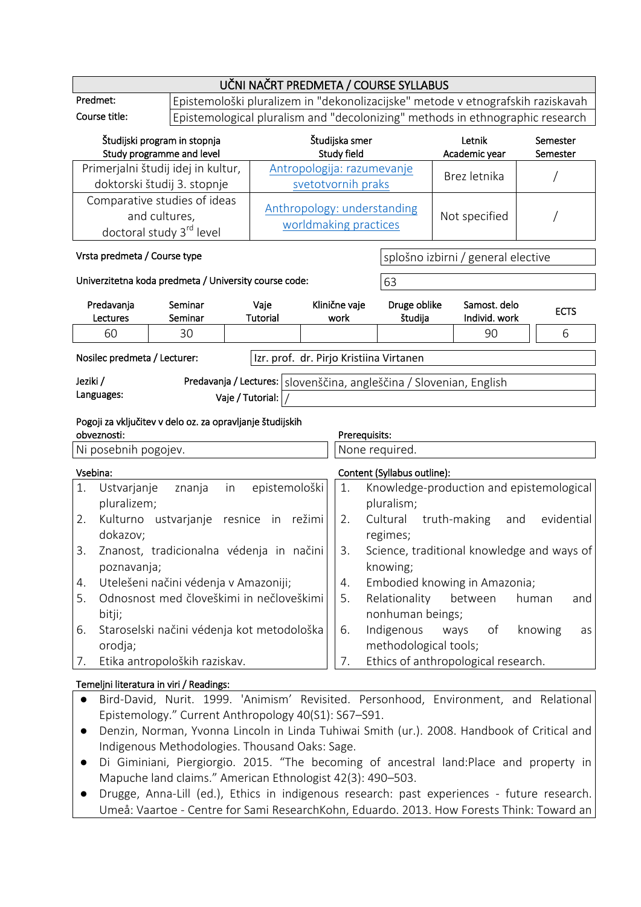# UČNI NAČRT PREDMETA / COURSE SYLLABUS

| | |
|---|---|
| Predmet: | Epistemološki pluralizem in "dekonolizacijske" metode v etnografskih raziskavah |
| Course title: | Epistemological pluralism and "decolonizing" methods in ethnographic research |

| Študijski program in stopnja<br>Study programme and level | Študijska smer<br>Study field | Letnik<br>Academic year | Semester<br>Semester |
|---|---|---|---|
| Primerjalni študij idej in kultur, doktorski študij 3. stopnje | Antropologija: razumevanje svetotvornih praks | Brez letnika | / |
| Comparative studies of ideas and cultures, doctoral study 3rd level | Anthropology: understanding worldmaking practices | Not specified | / |

| | |
|---|---|
| Vrsta predmeta / Course type | splošno izbirni / general elective |
| Univerzitetna koda predmeta / University course code: | 63 |

| Predavanja<br>Lectures | Seminar<br>Seminar | Vaje<br>Tutorial | Klinične vaje<br>work | Druge oblike študija | Samost. delo<br>Individ. work | ECTS |
|---|---|---|---|---|---|---|
| 60 | 30 | | | | 90 | 6 |

| | |
|---|---|
| Nosilec predmeta / Lecturer: | Izr. prof. dr. Pirjo Kristiina Virtanen |

| Jeziki / Languages: | | |
|---|---|---|
| | Predavanja / Lectures: | slovenščina, angleščina / Slovenian, English |
| | Vaje / Tutorial: | / |

| Pogoji za vključitev v delo oz. za opravljanje študijskih obveznosti: | Prerequisites: |
|---|---|
| Ni posebnih pogojev. | None required. |

| Vsebina: | Content (Syllabus outline): |
|---|---|
| 1. Ustvarjanje znanja in epistemološki pluralizem;<br>2. Kulturno ustvarjanje resnice in režimi dokazov;<br>3. Znanost, tradicionalna védenja in načini poznavanja;<br>4. Utelešeni načini védenja v Amazoniji;<br>5. Odnosnost med človeškimi in nečloveškimi bitji;<br>6. Staroselski načini védenja kot metodološka orodja;<br>7. Etika antropoloških raziskav. | 1. Knowledge-production and epistemological pluralism;<br>2. Cultural truth-making and evidential regimes;<br>3. Science, traditional knowledge and ways of knowing;<br>4. Embodied knowing in Amazonia;<br>5. Relationality between human and nonhuman beings;<br>6. Indigenous ways of knowing as methodological tools;<br>7. Ethics of anthropological research. |

Temeljni literatura in viri / Readings:

- Bird-David, Nurit. 1999. 'Animism' Revisited. Personhood, Environment, and Relational Epistemology." Current Anthropology 40(S1): S67–S91.
- Denzin, Norman, Yvonna Lincoln in Linda Tuhiwai Smith (ur.). 2008. Handbook of Critical and Indigenous Methodologies. Thousand Oaks: Sage.
- Di Giminiani, Piergiorgio. 2015. "The becoming of ancestral land:Place and property in Mapuche land claims." American Ethnologist 42(3): 490–503.
- Drugge, Anna-Lill (ed.), Ethics in indigenous research: past experiences - future research. Umeå: Vaartoe - Centre for Sami ResearchKohn, Eduardo. 2013. How Forests Think: Toward an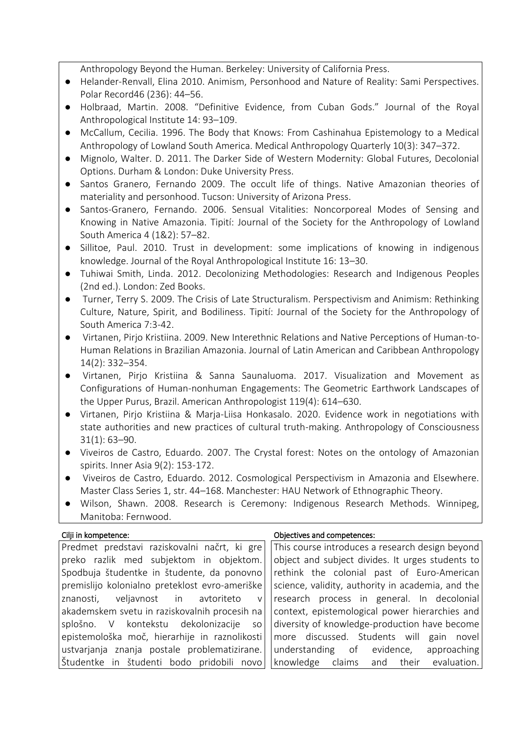Anthropology Beyond the Human. Berkeley: University of California Press.

- Helander-Renvall, Elina 2010. Animism, Personhood and Nature of Reality: Sami Perspectives. Polar Record46 (236): 44–56.
- Holbraad, Martin. 2008. "Definitive Evidence, from Cuban Gods." Journal of the Royal Anthropological Institute 14: 93–109.
- McCallum, Cecilia. 1996. The Body that Knows: From Cashinahua Epistemology to a Medical Anthropology of Lowland South America. Medical Anthropology Quarterly 10(3): 347–372.
- Mignolo, Walter. D. 2011. The Darker Side of Western Modernity: Global Futures, Decolonial Options. Durham & London: Duke University Press.
- Santos Granero, Fernando 2009. The occult life of things. Native Amazonian theories of materiality and personhood. Tucson: University of Arizona Press.
- Santos-Granero, Fernando. 2006. Sensual Vitalities: Noncorporeal Modes of Sensing and Knowing in Native Amazonia. Tipití: Journal of the Society for the Anthropology of Lowland South America 4 (1&2): 57–82.
- Sillitoe, Paul. 2010. Trust in development: some implications of knowing in indigenous knowledge. Journal of the Royal Anthropological Institute 16: 13–30.
- Tuhiwai Smith, Linda. 2012. Decolonizing Methodologies: Research and Indigenous Peoples (2nd ed.). London: Zed Books.
- Turner, Terry S. 2009. The Crisis of Late Structuralism. Perspectivism and Animism: Rethinking Culture, Nature, Spirit, and Bodiliness. Tipití: Journal of the Society for the Anthropology of South America 7:3-42.
- Virtanen, Pirjo Kristiina. 2009. New Interethnic Relations and Native Perceptions of Human-to-Human Relations in Brazilian Amazonia. Journal of Latin American and Caribbean Anthropology 14(2): 332–354.
- Virtanen, Pirjo Kristiina & Sanna Saunaluoma. 2017. Visualization and Movement as Configurations of Human-nonhuman Engagements: The Geometric Earthwork Landscapes of the Upper Purus, Brazil. American Anthropologist 119(4): 614–630.
- Virtanen, Pirjo Kristiina & Marja-Liisa Honkasalo. 2020. Evidence work in negotiations with state authorities and new practices of cultural truth-making. Anthropology of Consciousness 31(1): 63–90.
- Viveiros de Castro, Eduardo. 2007. The Crystal forest: Notes on the ontology of Amazonian spirits. Inner Asia 9(2): 153-172.
- Viveiros de Castro, Eduardo. 2012. Cosmological Perspectivism in Amazonia and Elsewhere. Master Class Series 1, str. 44–168. Manchester: HAU Network of Ethnographic Theory.
- Wilson, Shawn. 2008. Research is Ceremony: Indigenous Research Methods. Winnipeg, Manitoba: Fernwood.

**Cilji in kompetence:**

Predmet predstavi raziskovalni načrt, ki gre preko razlik med subjektom in objektom. Spodbuja študentke in študente, da ponovno premislijo kolonialno preteklost evro-ameriške znanosti, veljavnost in avtoriteto v akademskem svetu in raziskovalnih procesih na splošno. V kontekstu dekolonizacije so epistemološka moč, hierarhije in raznolikosti ustvarjanja znanja postale problematizirane. Študentke in študenti bodo pridobili novo

**Objectives and competences:**

This course introduces a research design beyond object and subject divides. It urges students to rethink the colonial past of Euro-American science, validity, authority in academia, and the research process in general. In decolonial context, epistemological power hierarchies and diversity of knowledge-production have become more discussed. Students will gain novel understanding of evidence, approaching knowledge claims and their evaluation.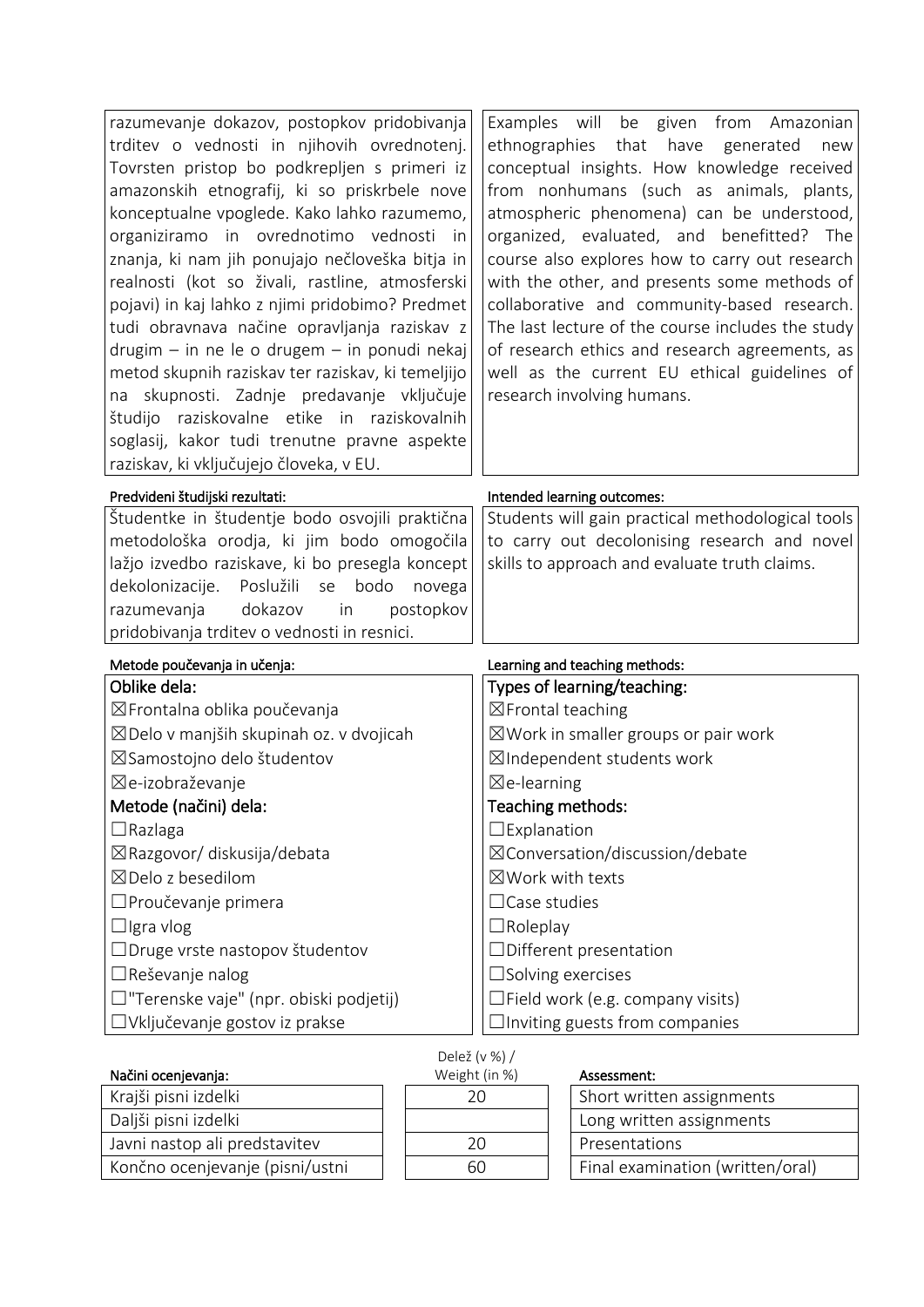| | |
|---|---|
| razumevanje dokazov, postopkov pridobivanja trditev o vednosti in njihovih ovrednotenj. Tovrsten pristop bo podkrepljen s primeri iz amazonskih etnografij, ki so priskrbele nove konceptualne vpoglede. Kako lahko razumemo, organiziramo in ovrednotimo vednosti in znanja, ki nam jih ponujajo nečloveška bitja in realnosti (kot so živali, rastline, atmosferski pojavi) in kaj lahko z njimi pridobimo? Predmet tudi obravnava načine opravljanja raziskav z drugim – in ne le o drugem – in ponudi nekaj metod skupnih raziskav ter raziskav, ki temeljijo na skupnosti. Zadnje predavanje vključuje študijo raziskovalne etike in raziskovalnih soglasij, kakor tudi trenutne pravne aspekte raziskav, ki vključujejo človeka, v EU. | Examples will be given from Amazonian ethnographies that have generated new conceptual insights. How knowledge received from nonhumans (such as animals, plants, atmospheric phenomena) can be understood, organized, evaluated, and benefitted? The course also explores how to carry out research with the other, and presents some methods of collaborative and community-based research. The last lecture of the course includes the study of research ethics and research agreements, as well as the current EU ethical guidelines of research involving humans. |

| Predvideni študijski rezultati: | Intended learning outcomes: |
|---|---|
| Študentke in študentje bodo osvojili praktična metodološka orodja, ki jim bodo omogočila lažjo izvedbo raziskave, ki bo presegla koncept dekolonizacije. Poslužili se bodo novega razumevanja dokazov in postopkov pridobivanja trditev o vednosti in resnici. | Students will gain practical methodological tools to carry out decolonising research and novel skills to approach and evaluate truth claims. |

| Metode poučevanja in učenja: | Learning and teaching methods: |
|---|---|
| **Oblike dela:** | **Types of learning/teaching:** |
| ☒Frontalna oblika poučevanja | ☒Frontal teaching |
| ☒Delo v manjših skupinah oz. v dvojicah | ☒Work in smaller groups or pair work |
| ☒Samostojno delo študentov | ☒Independent students work |
| ☒e-izobraževanje | ☒e-learning |
| **Metode (načini) dela:** | **Teaching methods:** |
| ☐Razlaga | ☐Explanation |
| ☒Razgovor/ diskusija/debata | ☒Conversation/discussion/debate |
| ☒Delo z besedilom | ☒Work with texts |
| ☐Proučevanje primera | ☐Case studies |
| ☐Igra vlog | ☐Roleplay |
| ☐Druge vrste nastopov študentov | ☐Different presentation |
| ☐Reševanje nalog | ☐Solving exercises |
| ☐"Terenske vaje" (npr. obiski podjetij) | ☐Field work (e.g. company visits) |
| ☐Vključevanje gostov iz prakse | ☐Inviting guests from companies |

| Načini ocenjevanja: | Delež (v %) / Weight (in %) | Assessment: |
|---|---|---|
| Krajši pisni izdelki | 20 | Short written assignments |
| Daljši pisni izdelki | | Long written assignments |
| Javni nastop ali predstavitev | 20 | Presentations |
| Končno ocenjevanje (pisni/ustni | 60 | Final examination (written/oral) |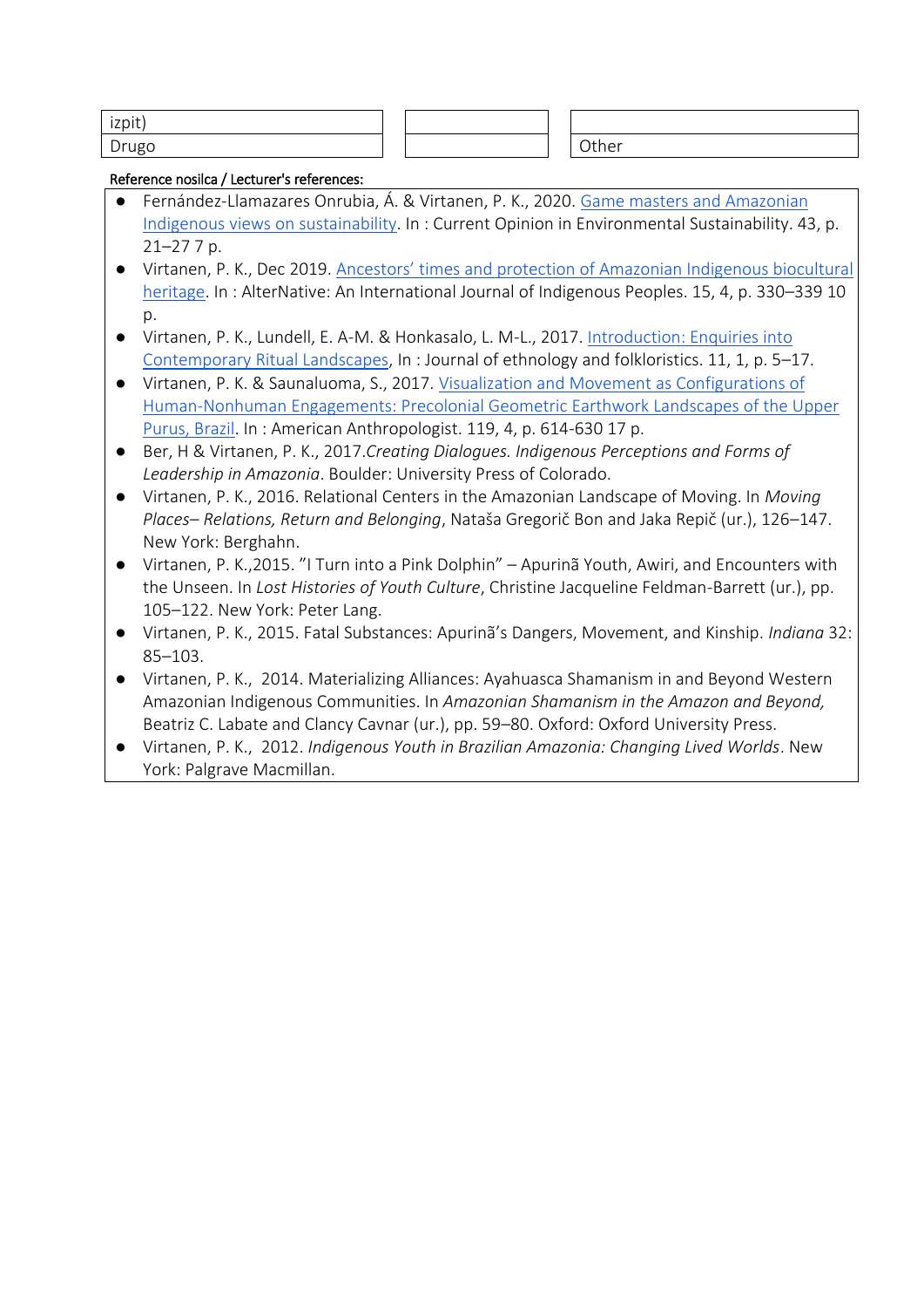| | | |
|---|---|---|
| izpit) | | |
| Drugo | | Other |

Reference nosilca / Lecturer's references:

- Fernández-Llamazares Onrubia, Á. & Virtanen, P. K., 2020. Game masters and Amazonian Indigenous views on sustainability. In : Current Opinion in Environmental Sustainability. 43, p. 21–27 7 p.
- Virtanen, P. K., Dec 2019. Ancestors' times and protection of Amazonian Indigenous biocultural heritage. In : AlterNative: An International Journal of Indigenous Peoples. 15, 4, p. 330–339 10 p.
- Virtanen, P. K., Lundell, E. A-M. & Honkasalo, L. M-L., 2017. Introduction: Enquiries into Contemporary Ritual Landscapes, In : Journal of ethnology and folkloristics. 11, 1, p. 5–17.
- Virtanen, P. K. & Saunaluoma, S., 2017. Visualization and Movement as Configurations of Human-Nonhuman Engagements: Precolonial Geometric Earthwork Landscapes of the Upper Purus, Brazil. In : American Anthropologist. 119, 4, p. 614-630 17 p.
- Ber, H & Virtanen, P. K., 2017.*Creating Dialogues. Indigenous Perceptions and Forms of Leadership in Amazonia*. Boulder: University Press of Colorado.
- Virtanen, P. K., 2016. Relational Centers in the Amazonian Landscape of Moving. In *Moving Places– Relations, Return and Belonging*, Nataša Gregorič Bon and Jaka Repič (ur.), 126–147. New York: Berghahn.
- Virtanen, P. K.,2015. "I Turn into a Pink Dolphin" – Apurinã Youth, Awiri, and Encounters with the Unseen. In *Lost Histories of Youth Culture*, Christine Jacqueline Feldman-Barrett (ur.), pp. 105–122. New York: Peter Lang.
- Virtanen, P. K., 2015. Fatal Substances: Apurinã's Dangers, Movement, and Kinship. *Indiana* 32: 85–103.
- Virtanen, P. K., 2014. Materializing Alliances: Ayahuasca Shamanism in and Beyond Western Amazonian Indigenous Communities. In *Amazonian Shamanism in the Amazon and Beyond,* Beatriz C. Labate and Clancy Cavnar (ur.), pp. 59–80. Oxford: Oxford University Press.
- Virtanen, P. K., 2012. *Indigenous Youth in Brazilian Amazonia: Changing Lived Worlds*. New York: Palgrave Macmillan.